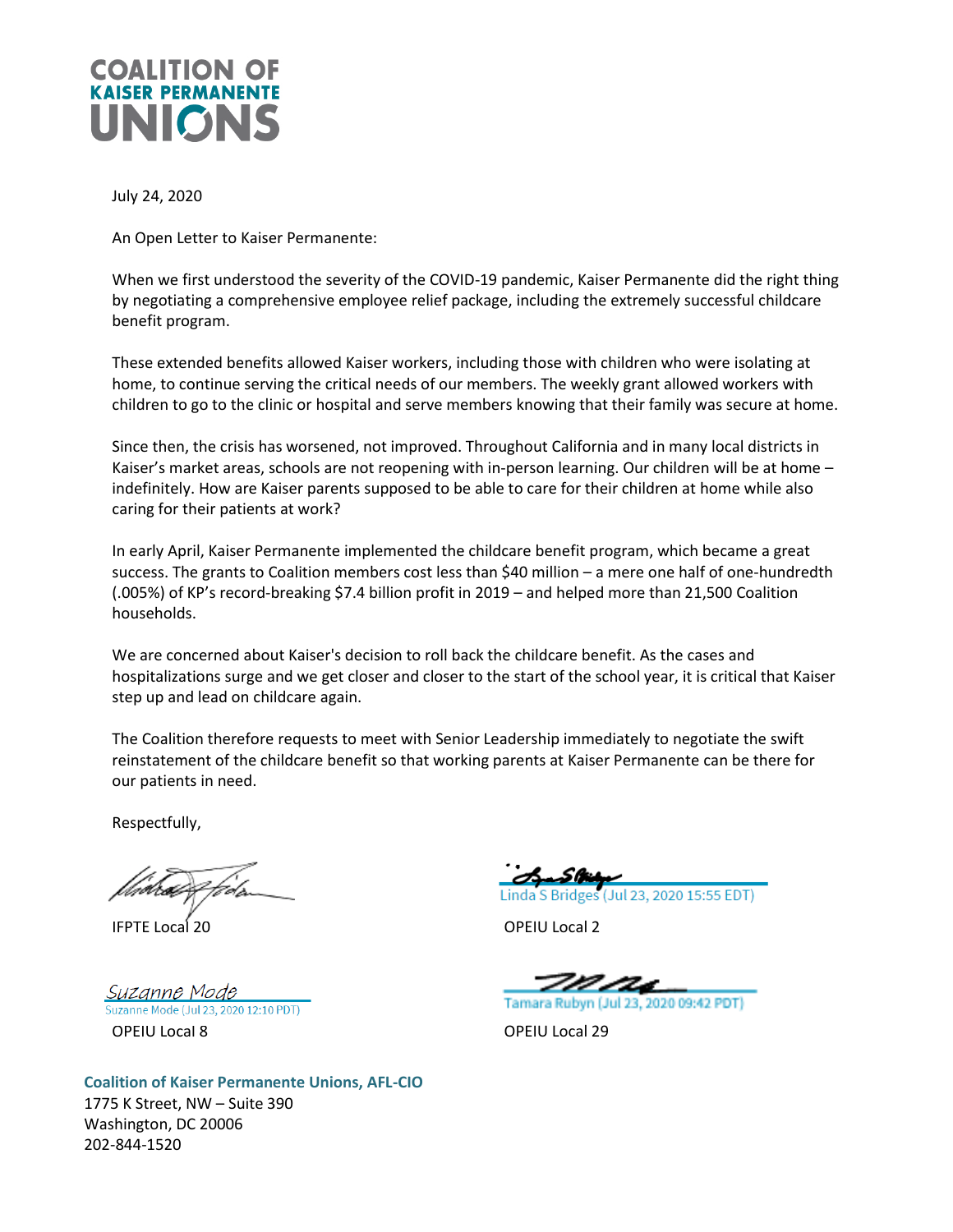# COALITION OF KAISER PERMANENTE UNIONS

July 24, 2020

An Open Letter to Kaiser Permanente:

When we first understood the severity of the COVID-19 pandemic, Kaiser Permanente did the right thing by negotiating a comprehensive employee relief package, including the extremely successful childcare benefit program.

These extended benefits allowed Kaiser workers, including those with children who were isolating at home, to continue serving the critical needs of our members. The weekly grant allowed workers with children to go to the clinic or hospital and serve members knowing that their family was secure at home.

Since then, the crisis has worsened, not improved. Throughout California and in many local districts in Kaiser's market areas, schools are not reopening with in-person learning. Our children will be at home – indefinitely. How are Kaiser parents supposed to be able to care for their children at home while also caring for their patients at work?

In early April, Kaiser Permanente implemented the childcare benefit program, which became a great success. The grants to Coalition members cost less than $40 million – a mere one half of one-hundredth (.005%) of KP's record-breaking $7.4 billion profit in 2019 – and helped more than 21,500 Coalition households.

We are concerned about Kaiser's decision to roll back the childcare benefit. As the cases and hospitalizations surge and we get closer and closer to the start of the school year, it is critical that Kaiser step up and lead on childcare again.

The Coalition therefore requests to meet with Senior Leadership immediately to negotiate the swift reinstatement of the childcare benefit so that working parents at Kaiser Permanente can be there for our patients in need.

Respectfully,

IFPTE Local 20

Linda S Bridges (Jul 23, 2020 15:55 EDT)
OPEIU Local 2

Suzanne Mode (Jul 23, 2020 12:10 PDT)
OPEIU Local 8

Tamara Rubyn (Jul 23, 2020 09:42 PDT)
OPEIU Local 29

**Coalition of Kaiser Permanente Unions, AFL-CIO**
1775 K Street, NW – Suite 390
Washington, DC 20006
202-844-1520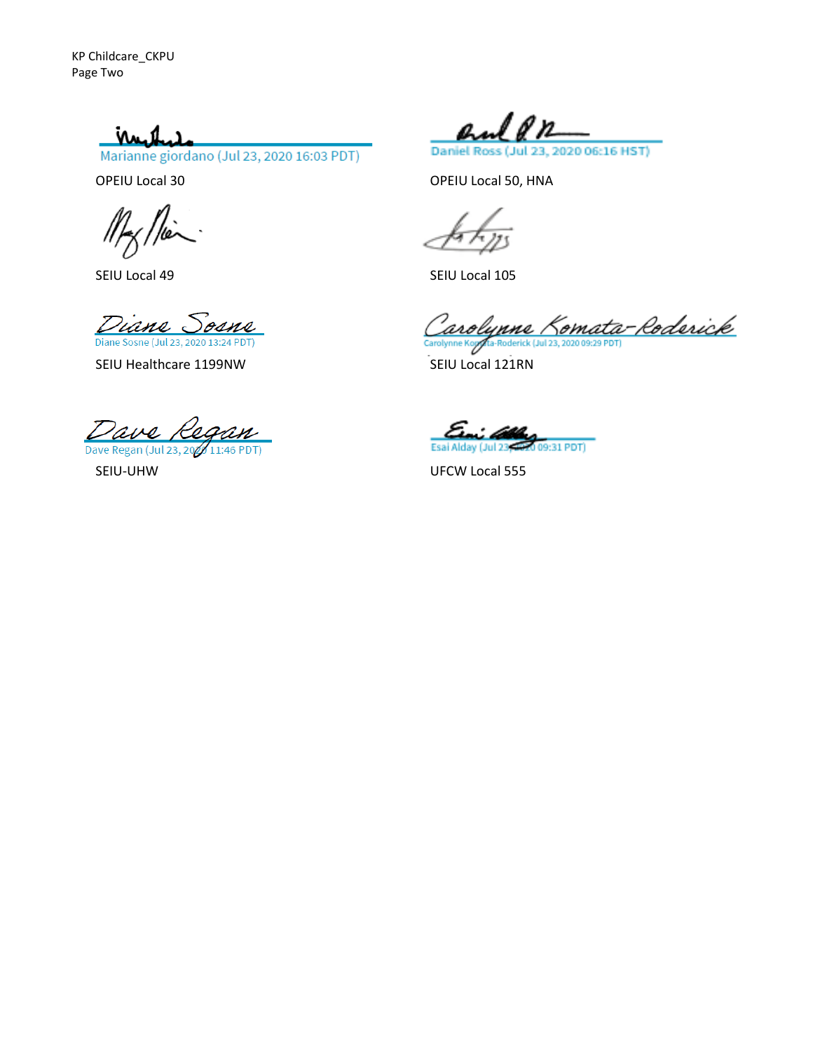KP Childcare_CKPU
Page Two

Marianne giordano (Jul 23, 2020 16:03 PDT)
OPEIU Local 30

Daniel Ross (Jul 23, 2020 06:16 HST)
OPEIU Local 50, HNA

SEIU Local 49

SEIU Local 105

Diane Sosne
Diane Sosne (Jul 23, 2020 13:24 PDT)
SEIU Healthcare 1199NW

Carolynne Komata-Roderick
Carolynne Komata-Roderick (Jul 23, 2020 09:29 PDT)
SEIU Local 121RN

Dave Regan
Dave Regan (Jul 23, 2020 11:46 PDT)
SEIU-UHW

Esai Alday (Jul 23, 2020 09:31 PDT)
UFCW Local 555